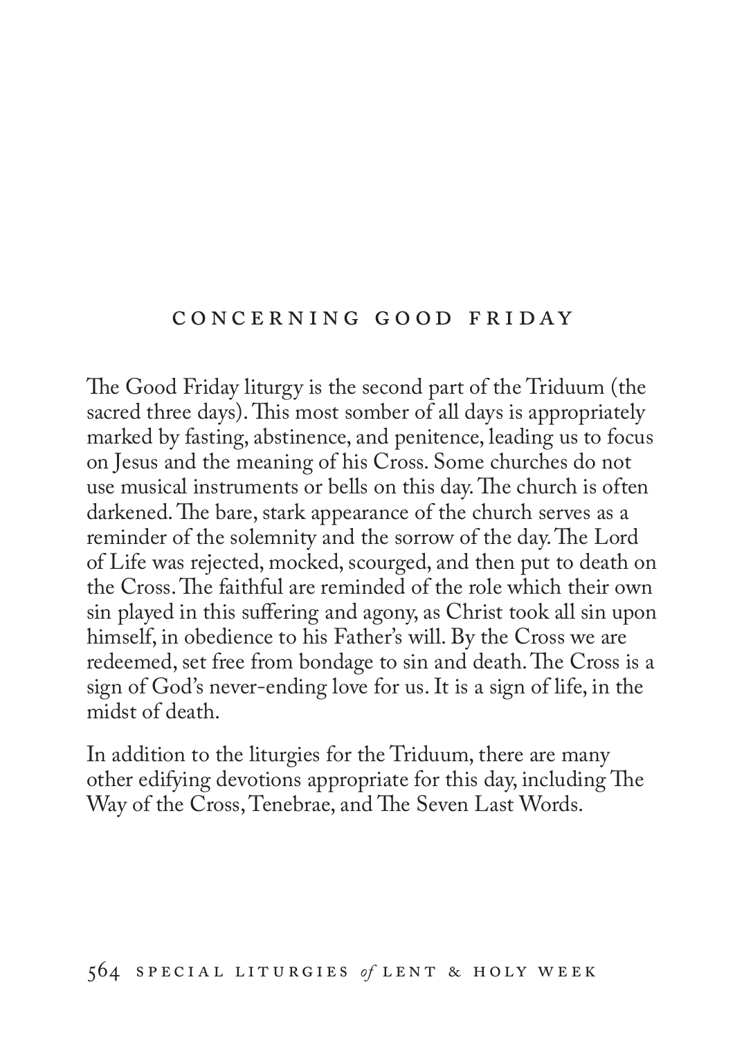## CONCERNING GOOD FRIDAY

The Good Friday liturgy is the second part of the Triduum (the sacred three days). This most somber of all days is appropriately marked by fasting, abstinence, and penitence, leading us to focus on Jesus and the meaning of his Cross. Some churches do not use musical instruments or bells on this day. The church is often darkened. The bare, stark appearance of the church serves as a reminder of the solemnity and the sorrow of the day. The Lord of Life was rejected, mocked, scourged, and then put to death on the Cross. The faithful are reminded of the role which their own sin played in this suffering and agony, as Christ took all sin upon himself, in obedience to his Father's will. By the Cross we are redeemed, set free from bondage to sin and death. The Cross is a sign of God's never-ending love for us. It is a sign of life, in the midst of death.

In addition to the liturgies for the Triduum, there are many other edifying devotions appropriate for this day, including The Way of the Cross, Tenebrae, and The Seven Last Words.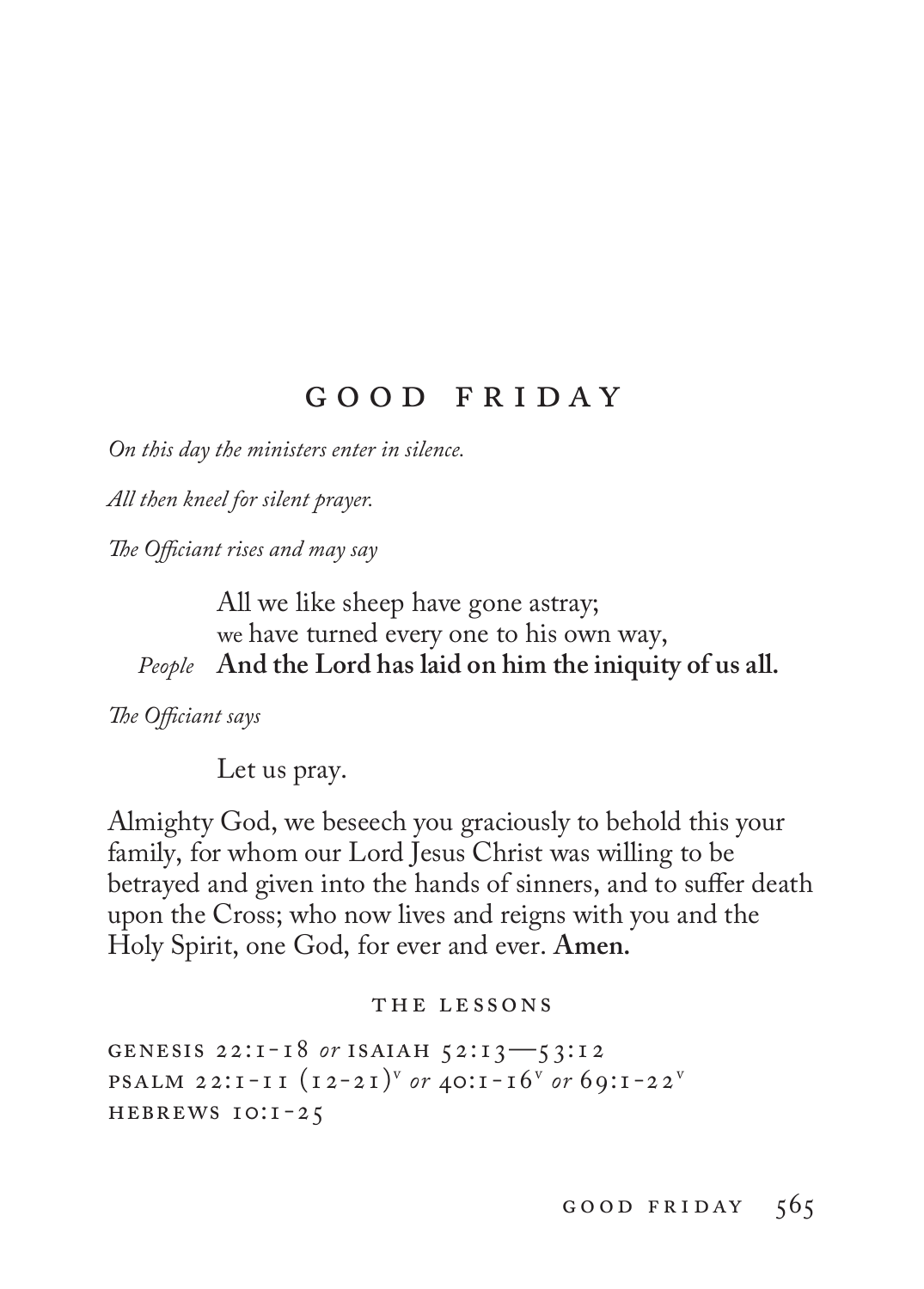# GOOD FRIDAY

*On this day the ministers enter in silence.*

*All then kneel for silent prayer.*

*The Officiant rises and may say*

All we like sheep have gone astray;
we have turned every one to his own way,

*People* **And the Lord has laid on him the iniquity of us all.**

*The Officiant says*

Let us pray.

Almighty God, we beseech you graciously to behold this your family, for whom our Lord Jesus Christ was willing to be betrayed and given into the hands of sinners, and to suffer death upon the Cross; who now lives and reigns with you and the Holy Spirit, one God, for ever and ever. **Amen.**

## THE LESSONS

GENESIS 22:1-18 *or* ISAIAH 52:13—53:12
PSALM 22:1-11 (12-21)[v] *or* 40:1-16[v] *or* 69:1-22[v]
HEBREWS 10:1-25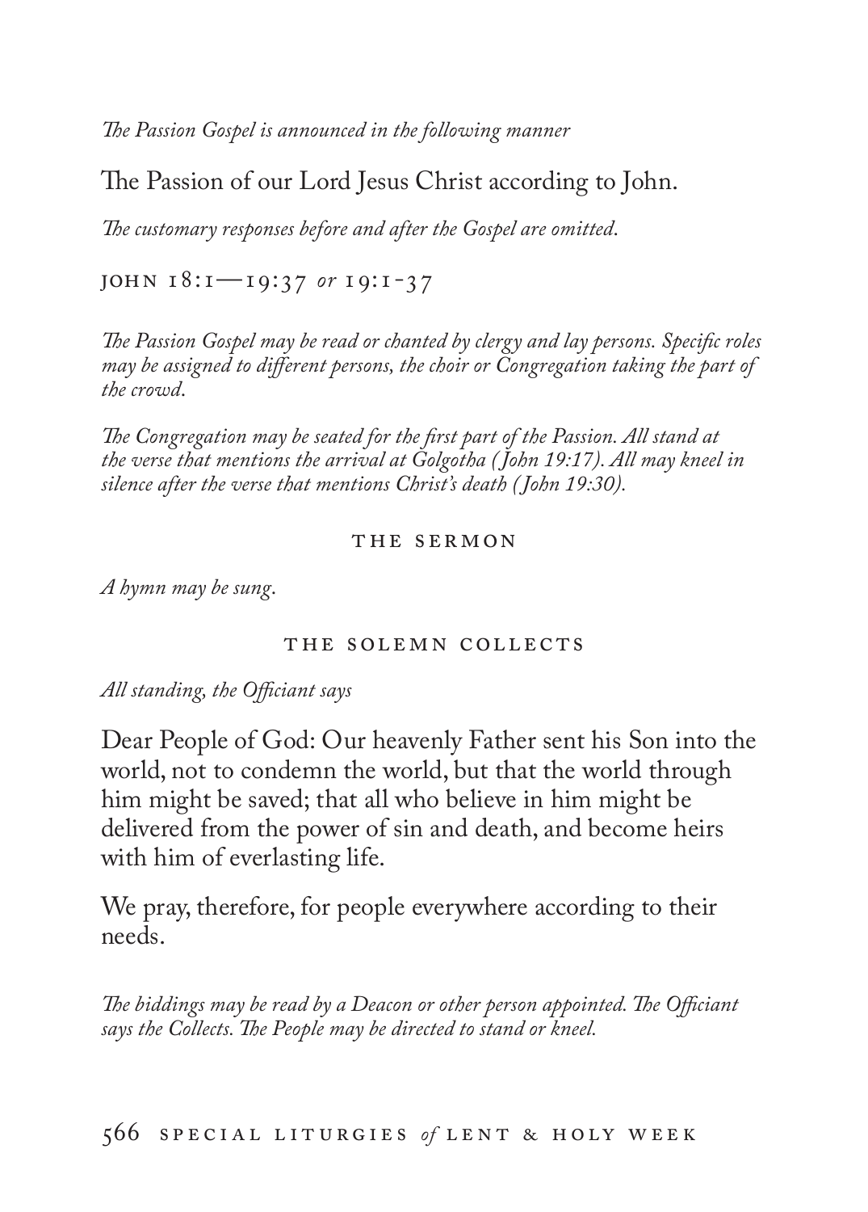*The Passion Gospel is announced in the following manner*

The Passion of our Lord Jesus Christ according to John.

*The customary responses before and after the Gospel are omitted.*

JOHN 18:1—19:37 *or* 19:1-37

*The Passion Gospel may be read or chanted by clergy and lay persons. Specific roles may be assigned to different persons, the choir or Congregation taking the part of the crowd.*

*The Congregation may be seated for the first part of the Passion. All stand at the verse that mentions the arrival at Golgotha (John 19:17). All may kneel in silence after the verse that mentions Christ's death (John 19:30).*

## THE SERMON

*A hymn may be sung.*

## THE SOLEMN COLLECTS

*All standing, the Officiant says*

Dear People of God: Our heavenly Father sent his Son into the world, not to condemn the world, but that the world through him might be saved; that all who believe in him might be delivered from the power of sin and death, and become heirs with him of everlasting life.

We pray, therefore, for people everywhere according to their needs.

*The biddings may be read by a Deacon or other person appointed. The Officiant says the Collects. The People may be directed to stand or kneel.*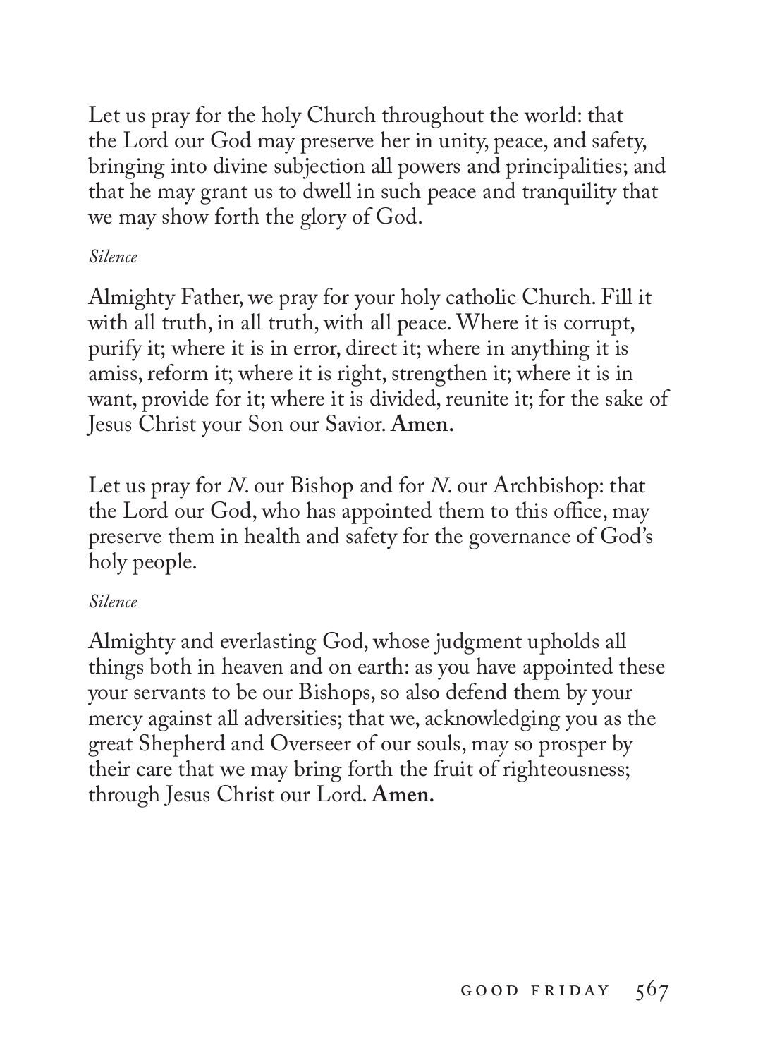Let us pray for the holy Church throughout the world: that the Lord our God may preserve her in unity, peace, and safety, bringing into divine subjection all powers and principalities; and that he may grant us to dwell in such peace and tranquility that we may show forth the glory of God.

*Silence*

Almighty Father, we pray for your holy catholic Church. Fill it with all truth, in all truth, with all peace. Where it is corrupt, purify it; where it is in error, direct it; where in anything it is amiss, reform it; where it is right, strengthen it; where it is in want, provide for it; where it is divided, reunite it; for the sake of Jesus Christ your Son our Savior. **Amen.**

Let us pray for *N.* our Bishop and for *N.* our Archbishop: that the Lord our God, who has appointed them to this office, may preserve them in health and safety for the governance of God's holy people.

*Silence*

Almighty and everlasting God, whose judgment upholds all things both in heaven and on earth: as you have appointed these your servants to be our Bishops, so also defend them by your mercy against all adversities; that we, acknowledging you as the great Shepherd and Overseer of our souls, may so prosper by their care that we may bring forth the fruit of righteousness; through Jesus Christ our Lord. **Amen.**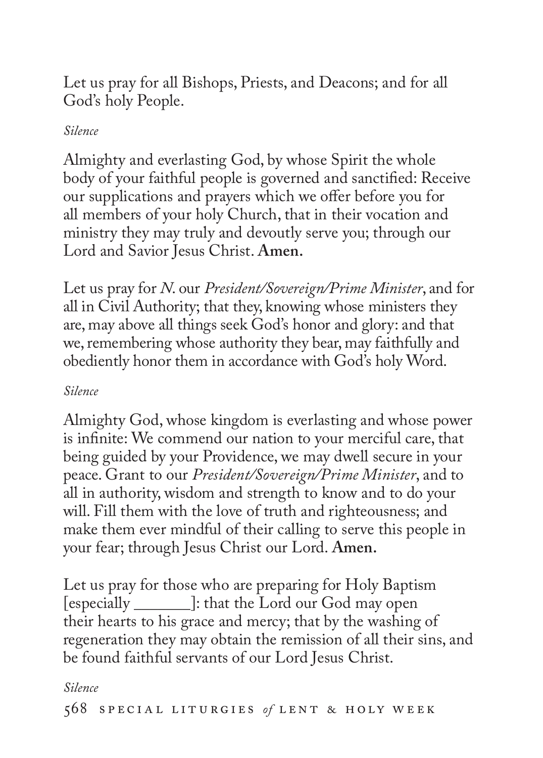Let us pray for all Bishops, Priests, and Deacons; and for all God's holy People.

*Silence*

Almighty and everlasting God, by whose Spirit the whole body of your faithful people is governed and sanctified: Receive our supplications and prayers which we offer before you for all members of your holy Church, that in their vocation and ministry they may truly and devoutly serve you; through our Lord and Savior Jesus Christ. **Amen.**

Let us pray for *N.* our *President/Sovereign/Prime Minister*, and for all in Civil Authority; that they, knowing whose ministers they are, may above all things seek God's honor and glory: and that we, remembering whose authority they bear, may faithfully and obediently honor them in accordance with God's holy Word.

*Silence*

Almighty God, whose kingdom is everlasting and whose power is infinite: We commend our nation to your merciful care, that being guided by your Providence, we may dwell secure in your peace. Grant to our *President/Sovereign/Prime Minister*, and to all in authority, wisdom and strength to know and to do your will. Fill them with the love of truth and righteousness; and make them ever mindful of their calling to serve this people in your fear; through Jesus Christ our Lord. **Amen.**

Let us pray for those who are preparing for Holy Baptism [especially _______]: that the Lord our God may open their hearts to his grace and mercy; that by the washing of regeneration they may obtain the remission of all their sins, and be found faithful servants of our Lord Jesus Christ.

*Silence*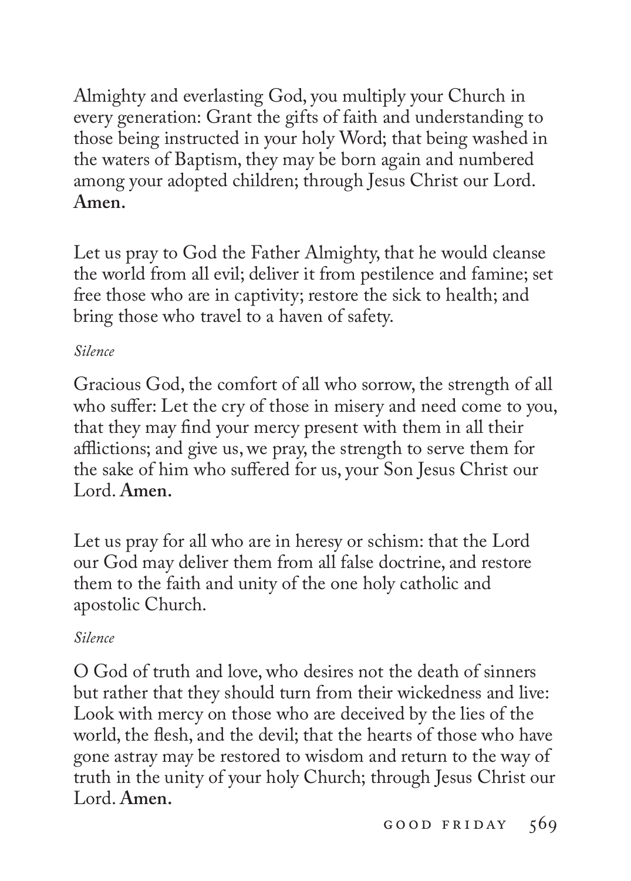Almighty and everlasting God, you multiply your Church in every generation: Grant the gifts of faith and understanding to those being instructed in your holy Word; that being washed in the waters of Baptism, they may be born again and numbered among your adopted children; through Jesus Christ our Lord. **Amen.**

Let us pray to God the Father Almighty, that he would cleanse the world from all evil; deliver it from pestilence and famine; set free those who are in captivity; restore the sick to health; and bring those who travel to a haven of safety.

*Silence*

Gracious God, the comfort of all who sorrow, the strength of all who suffer: Let the cry of those in misery and need come to you, that they may find your mercy present with them in all their afflictions; and give us, we pray, the strength to serve them for the sake of him who suffered for us, your Son Jesus Christ our Lord. **Amen.**

Let us pray for all who are in heresy or schism: that the Lord our God may deliver them from all false doctrine, and restore them to the faith and unity of the one holy catholic and apostolic Church.

*Silence*

O God of truth and love, who desires not the death of sinners but rather that they should turn from their wickedness and live: Look with mercy on those who are deceived by the lies of the world, the flesh, and the devil; that the hearts of those who have gone astray may be restored to wisdom and return to the way of truth in the unity of your holy Church; through Jesus Christ our Lord. **Amen.**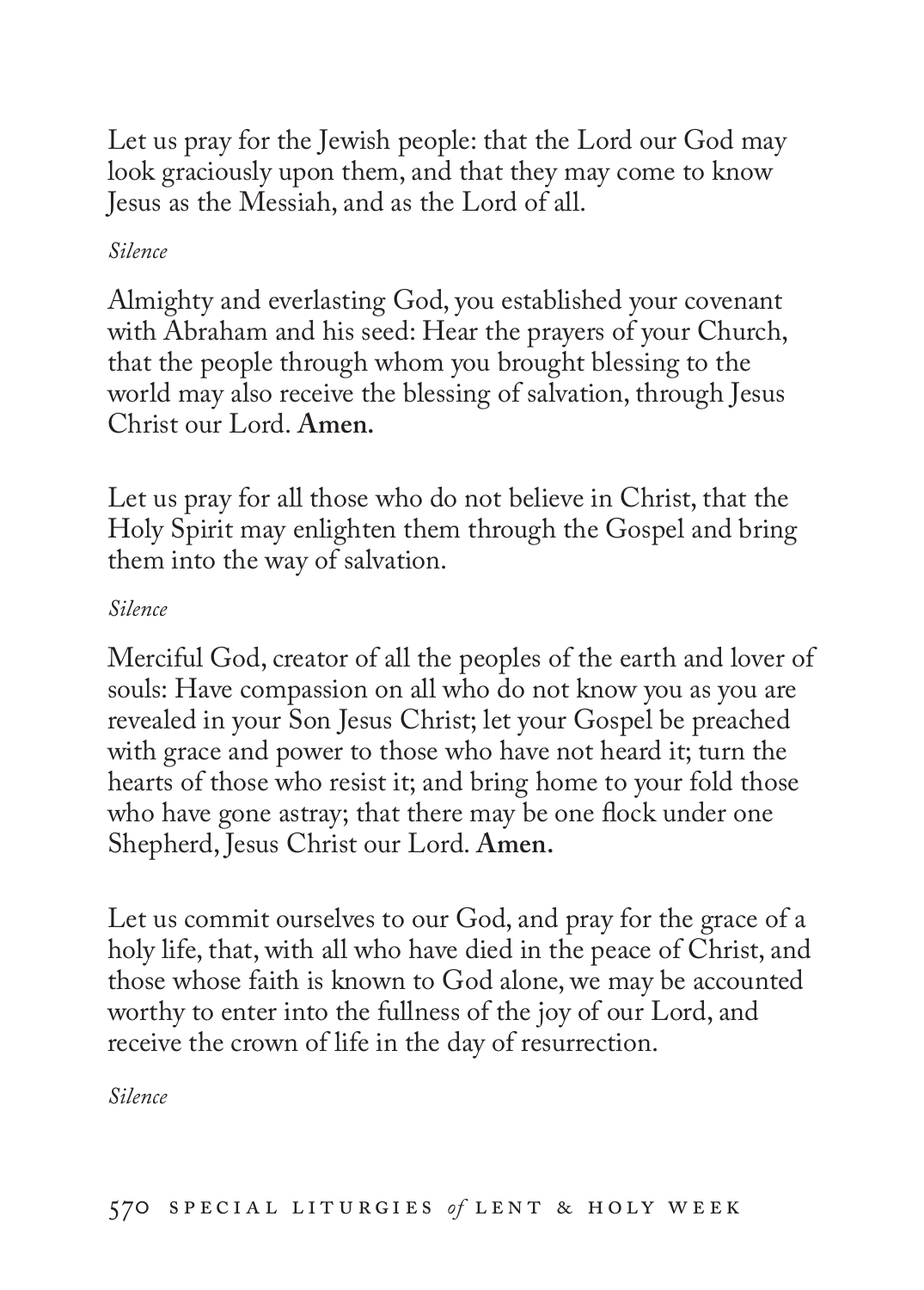Let us pray for the Jewish people: that the Lord our God may look graciously upon them, and that they may come to know Jesus as the Messiah, and as the Lord of all.

*Silence*

Almighty and everlasting God, you established your covenant with Abraham and his seed: Hear the prayers of your Church, that the people through whom you brought blessing to the world may also receive the blessing of salvation, through Jesus Christ our Lord. **Amen.**

Let us pray for all those who do not believe in Christ, that the Holy Spirit may enlighten them through the Gospel and bring them into the way of salvation.

*Silence*

Merciful God, creator of all the peoples of the earth and lover of souls: Have compassion on all who do not know you as you are revealed in your Son Jesus Christ; let your Gospel be preached with grace and power to those who have not heard it; turn the hearts of those who resist it; and bring home to your fold those who have gone astray; that there may be one flock under one Shepherd, Jesus Christ our Lord. **Amen.**

Let us commit ourselves to our God, and pray for the grace of a holy life, that, with all who have died in the peace of Christ, and those whose faith is known to God alone, we may be accounted worthy to enter into the fullness of the joy of our Lord, and receive the crown of life in the day of resurrection.

*Silence*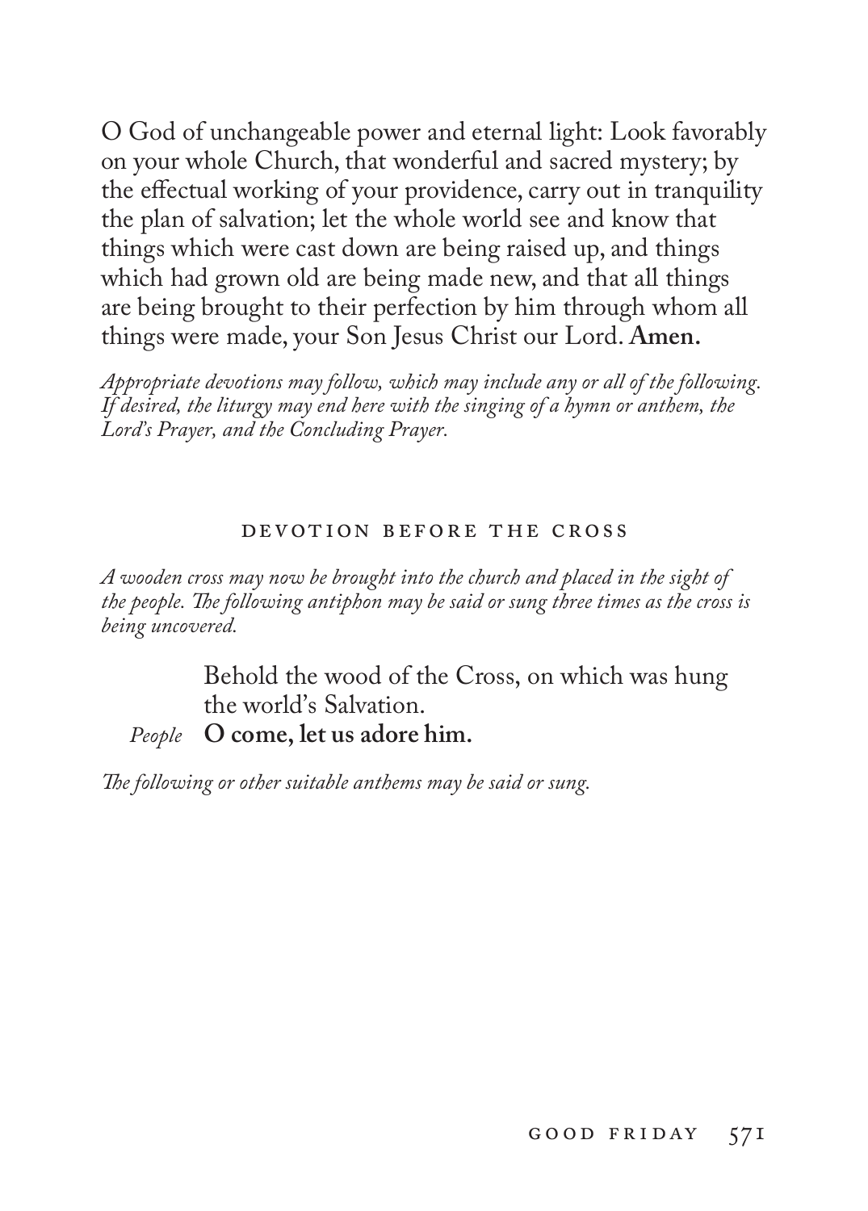O God of unchangeable power and eternal light: Look favorably on your whole Church, that wonderful and sacred mystery; by the effectual working of your providence, carry out in tranquility the plan of salvation; let the whole world see and know that things which were cast down are being raised up, and things which had grown old are being made new, and that all things are being brought to their perfection by him through whom all things were made, your Son Jesus Christ our Lord. **Amen.**

*Appropriate devotions may follow, which may include any or all of the following. If desired, the liturgy may end here with the singing of a hymn or anthem, the Lord's Prayer, and the Concluding Prayer.*

## Devotion Before the Cross

*A wooden cross may now be brought into the church and placed in the sight of the people. The following antiphon may be said or sung three times as the cross is being uncovered.*

Behold the wood of the Cross, on which was hung the world's Salvation.

*People* **O come, let us adore him.**

*The following or other suitable anthems may be said or sung.*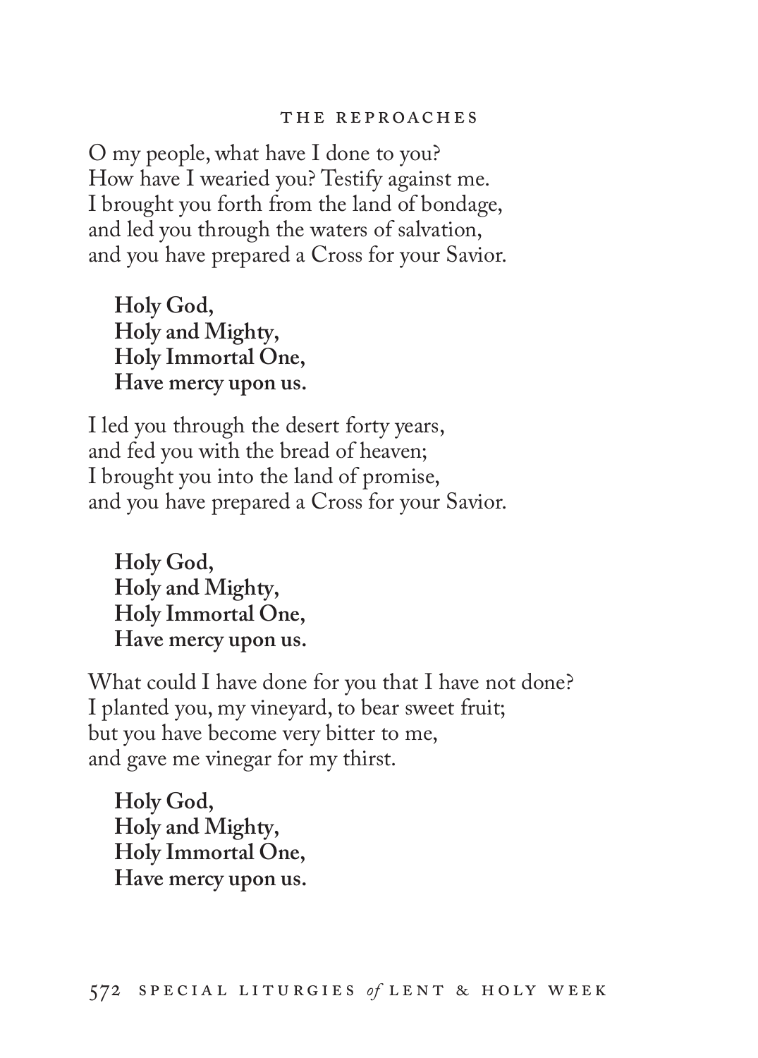# The Reproaches

O my people, what have I done to you?
How have I wearied you? Testify against me.
I brought you forth from the land of bondage,
and led you through the waters of salvation,
and you have prepared a Cross for your Savior.

**Holy God,**
**Holy and Mighty,**
**Holy Immortal One,**
**Have mercy upon us.**

I led you through the desert forty years,
and fed you with the bread of heaven;
I brought you into the land of promise,
and you have prepared a Cross for your Savior.

**Holy God,**
**Holy and Mighty,**
**Holy Immortal One,**
**Have mercy upon us.**

What could I have done for you that I have not done?
I planted you, my vineyard, to bear sweet fruit;
but you have become very bitter to me,
and gave me vinegar for my thirst.

**Holy God,**
**Holy and Mighty,**
**Holy Immortal One,**
**Have mercy upon us.**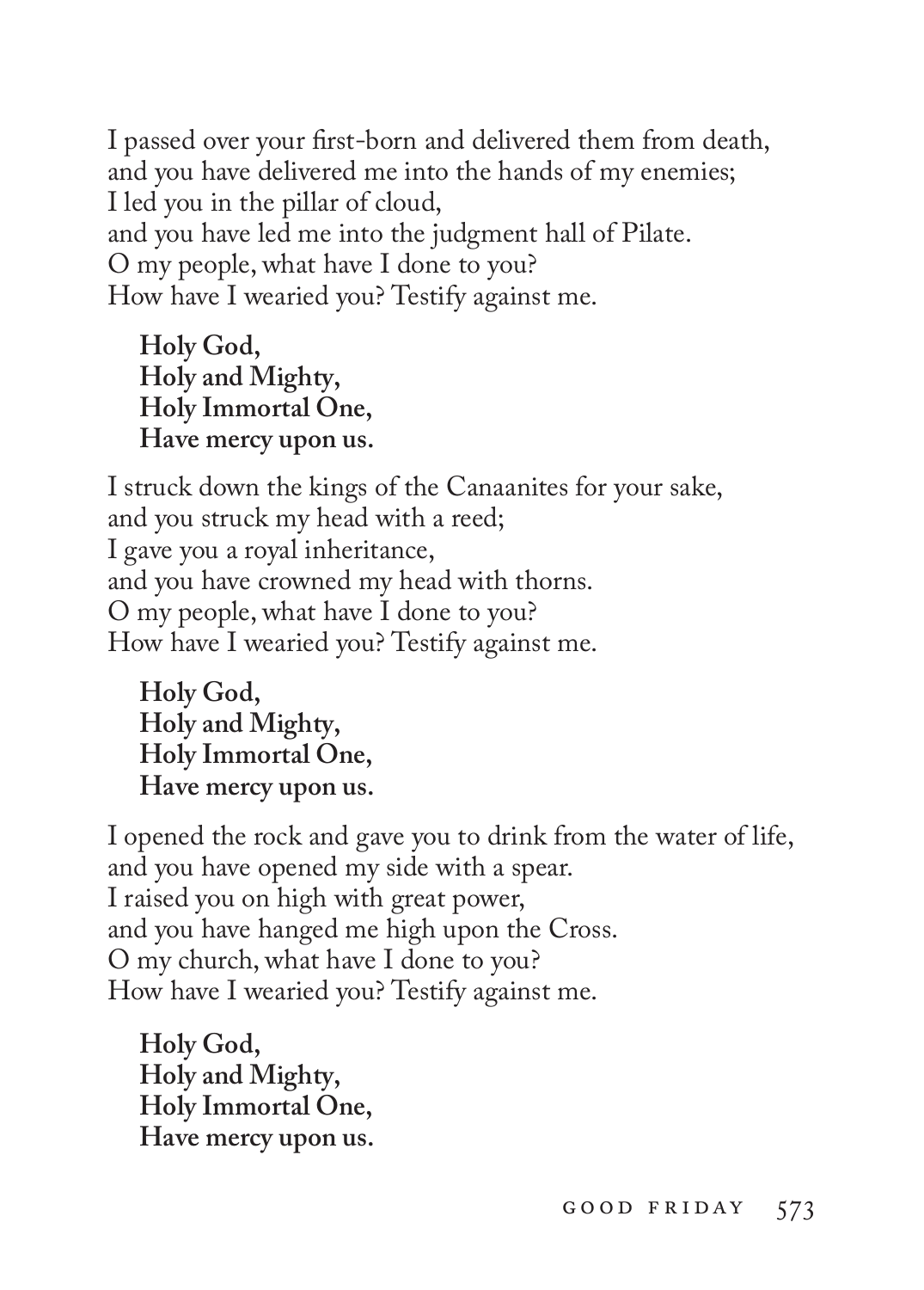I passed over your first-born and delivered them from death,
and you have delivered me into the hands of my enemies;
I led you in the pillar of cloud,
and you have led me into the judgment hall of Pilate.
O my people, what have I done to you?
How have I wearied you? Testify against me.

> **Holy God,**
> **Holy and Mighty,**
> **Holy Immortal One,**
> **Have mercy upon us.**

I struck down the kings of the Canaanites for your sake,
and you struck my head with a reed;
I gave you a royal inheritance,
and you have crowned my head with thorns.
O my people, what have I done to you?
How have I wearied you? Testify against me.

> **Holy God,**
> **Holy and Mighty,**
> **Holy Immortal One,**
> **Have mercy upon us.**

I opened the rock and gave you to drink from the water of life,
and you have opened my side with a spear.
I raised you on high with great power,
and you have hanged me high upon the Cross.
O my church, what have I done to you?
How have I wearied you? Testify against me.

> **Holy God,**
> **Holy and Mighty,**
> **Holy Immortal One,**
> **Have mercy upon us.**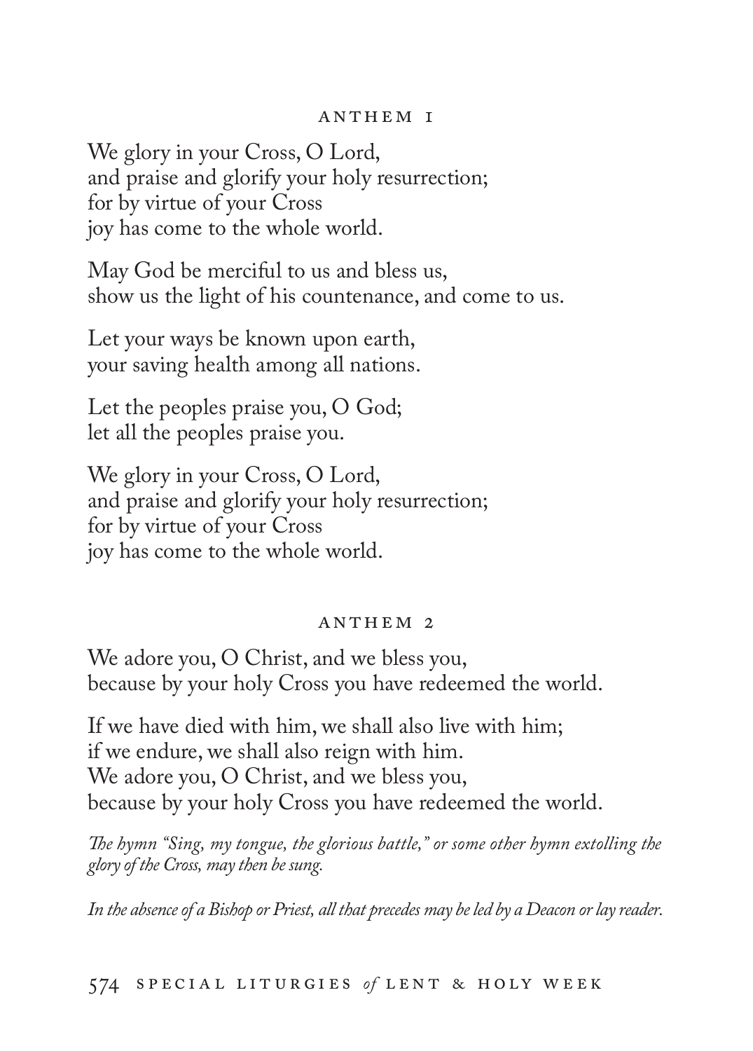## ANTHEM 1

We glory in your Cross, O Lord,
and praise and glorify your holy resurrection;
for by virtue of your Cross
joy has come to the whole world.

May God be merciful to us and bless us,
show us the light of his countenance, and come to us.

Let your ways be known upon earth,
your saving health among all nations.

Let the peoples praise you, O God;
let all the peoples praise you.

We glory in your Cross, O Lord,
and praise and glorify your holy resurrection;
for by virtue of your Cross
joy has come to the whole world.

## ANTHEM 2

We adore you, O Christ, and we bless you,
because by your holy Cross you have redeemed the world.

If we have died with him, we shall also live with him;
if we endure, we shall also reign with him.
We adore you, O Christ, and we bless you,
because by your holy Cross you have redeemed the world.

*The hymn "Sing, my tongue, the glorious battle," or some other hymn extolling the glory of the Cross, may then be sung.*

*In the absence of a Bishop or Priest, all that precedes may be led by a Deacon or lay reader.*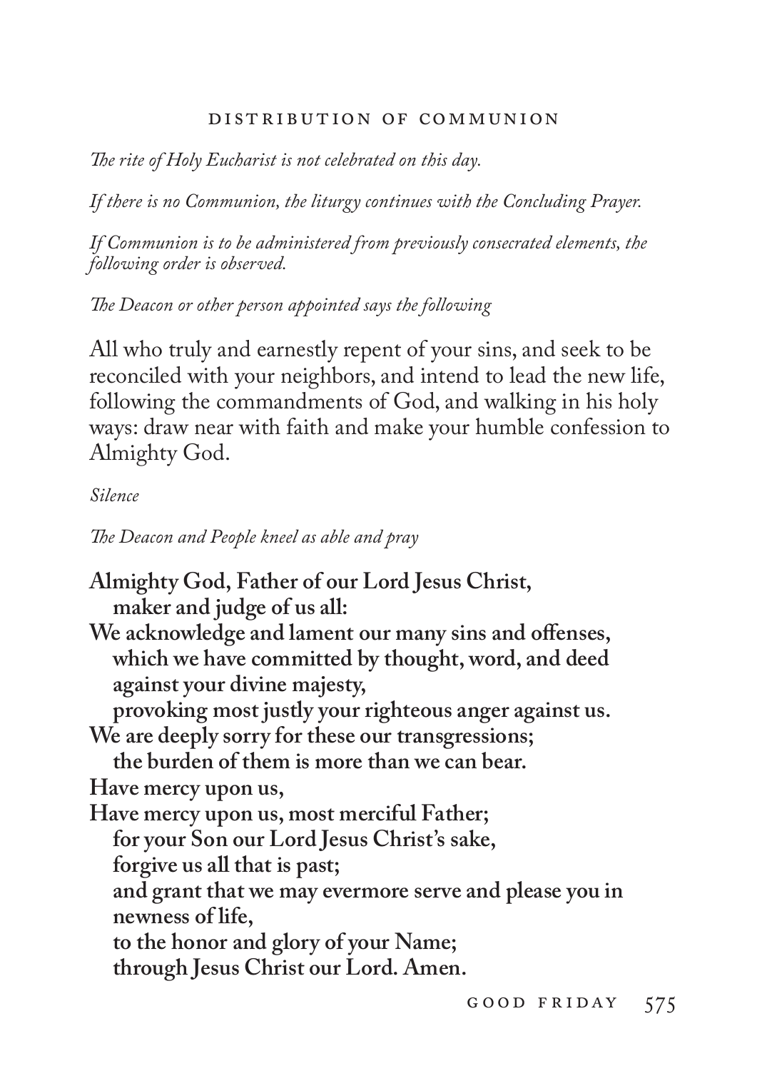## Distribution of Communion

*The rite of Holy Eucharist is not celebrated on this day.*

*If there is no Communion, the liturgy continues with the Concluding Prayer.*

*If Communion is to be administered from previously consecrated elements, the following order is observed.*

*The Deacon or other person appointed says the following*

All who truly and earnestly repent of your sins, and seek to be reconciled with your neighbors, and intend to lead the new life, following the commandments of God, and walking in his holy ways: draw near with faith and make your humble confession to Almighty God.

*Silence*

*The Deacon and People kneel as able and pray*

**Almighty God, Father of our Lord Jesus Christ,**
**maker and judge of us all:**
**We acknowledge and lament our many sins and offenses,**
**which we have committed by thought, word, and deed**
**against your divine majesty,**
**provoking most justly your righteous anger against us.**
**We are deeply sorry for these our transgressions;**
**the burden of them is more than we can bear.**
**Have mercy upon us,**
**Have mercy upon us, most merciful Father;**
**for your Son our Lord Jesus Christ's sake,**
**forgive us all that is past;**
**and grant that we may evermore serve and please you in newness of life,**
**to the honor and glory of your Name;**
**through Jesus Christ our Lord. Amen.**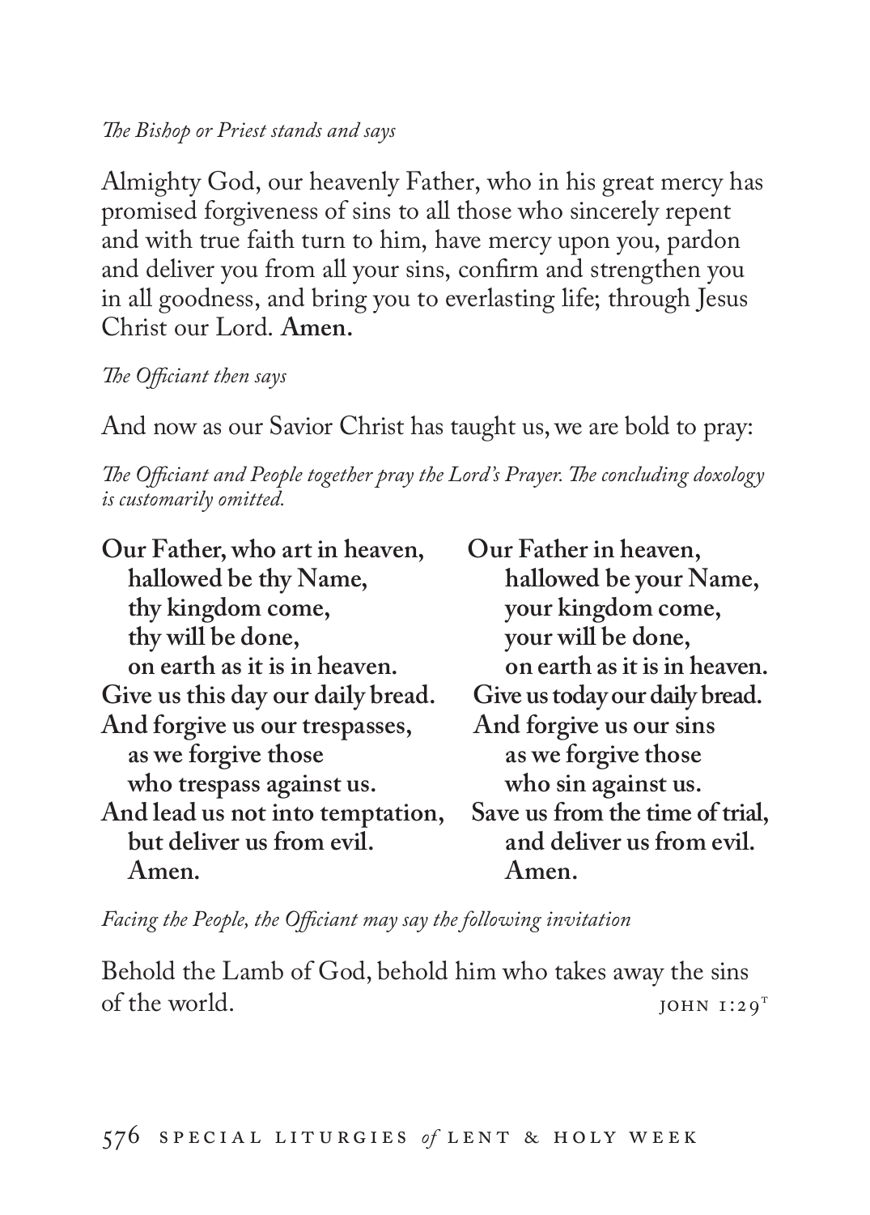*The Bishop or Priest stands and says*

Almighty God, our heavenly Father, who in his great mercy has promised forgiveness of sins to all those who sincerely repent and with true faith turn to him, have mercy upon you, pardon and deliver you from all your sins, confirm and strengthen you in all goodness, and bring you to everlasting life; through Jesus Christ our Lord. **Amen.**

*The Officiant then says*

And now as our Savior Christ has taught us, we are bold to pray:

*The Officiant and People together pray the Lord's Prayer. The concluding doxology is customarily omitted.*

**Our Father, who art in heaven,**
**hallowed be thy Name,**
**thy kingdom come,**
**thy will be done,**
**on earth as it is in heaven.**
**Give us this day our daily bread.**
**And forgive us our trespasses,**
**as we forgive those**
**who trespass against us.**
**And lead us not into temptation,**
**but deliver us from evil.**
**Amen.**

**Our Father in heaven,**
**hallowed be your Name,**
**your kingdom come,**
**your will be done,**
**on earth as it is in heaven.**
**Give us today our daily bread.**
**And forgive us our sins**
**as we forgive those**
**who sin against us.**
**Save us from the time of trial,**
**and deliver us from evil.**
**Amen.**

*Facing the People, the Officiant may say the following invitation*

Behold the Lamb of God, behold him who takes away the sins of the world. JOHN 1:29[T]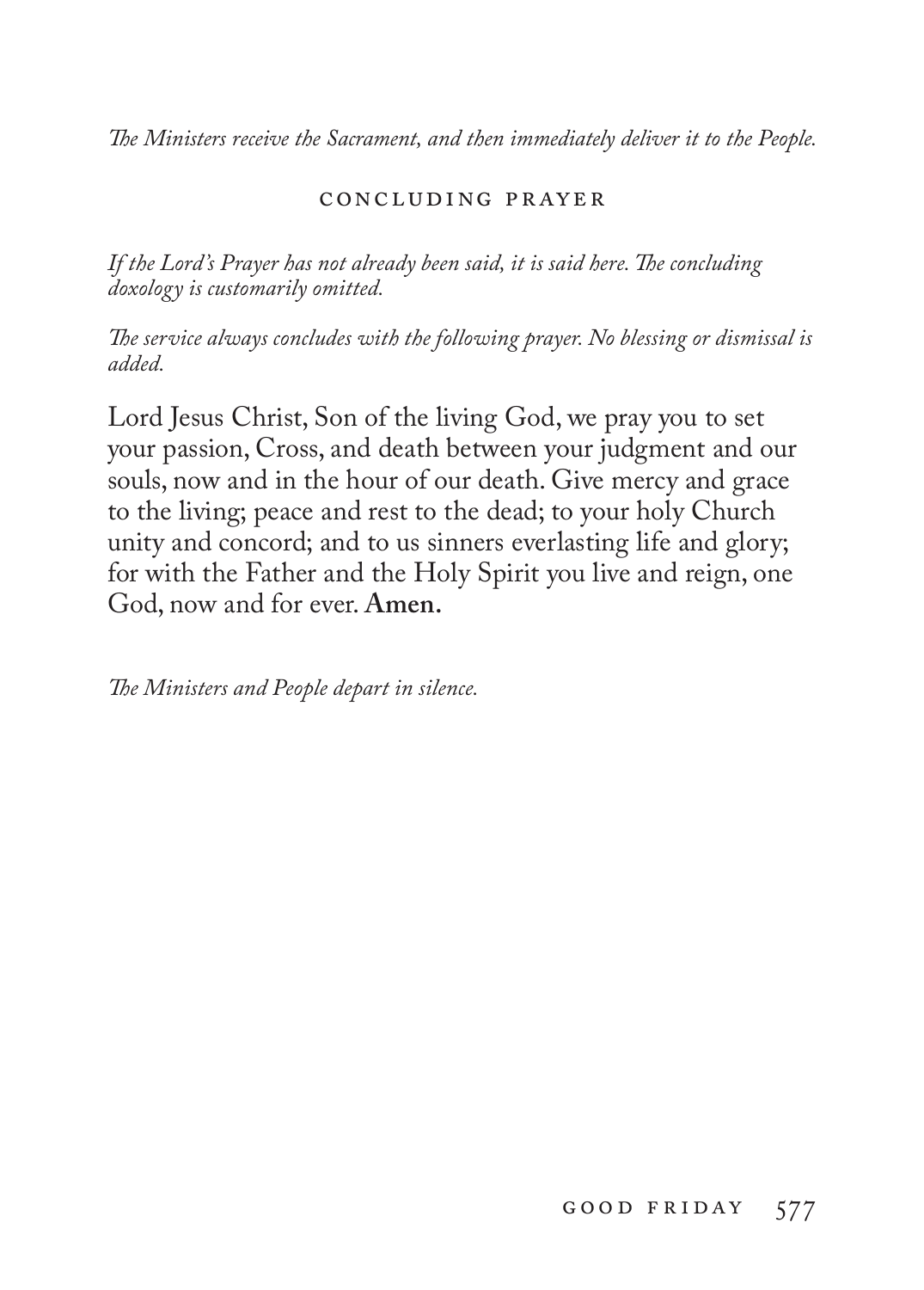*The Ministers receive the Sacrament, and then immediately deliver it to the People.*

## Concluding Prayer

*If the Lord's Prayer has not already been said, it is said here. The concluding doxology is customarily omitted.*

*The service always concludes with the following prayer. No blessing or dismissal is added.*

Lord Jesus Christ, Son of the living God, we pray you to set your passion, Cross, and death between your judgment and our souls, now and in the hour of our death. Give mercy and grace to the living; peace and rest to the dead; to your holy Church unity and concord; and to us sinners everlasting life and glory; for with the Father and the Holy Spirit you live and reign, one God, now and for ever. **Amen.**

*The Ministers and People depart in silence.*